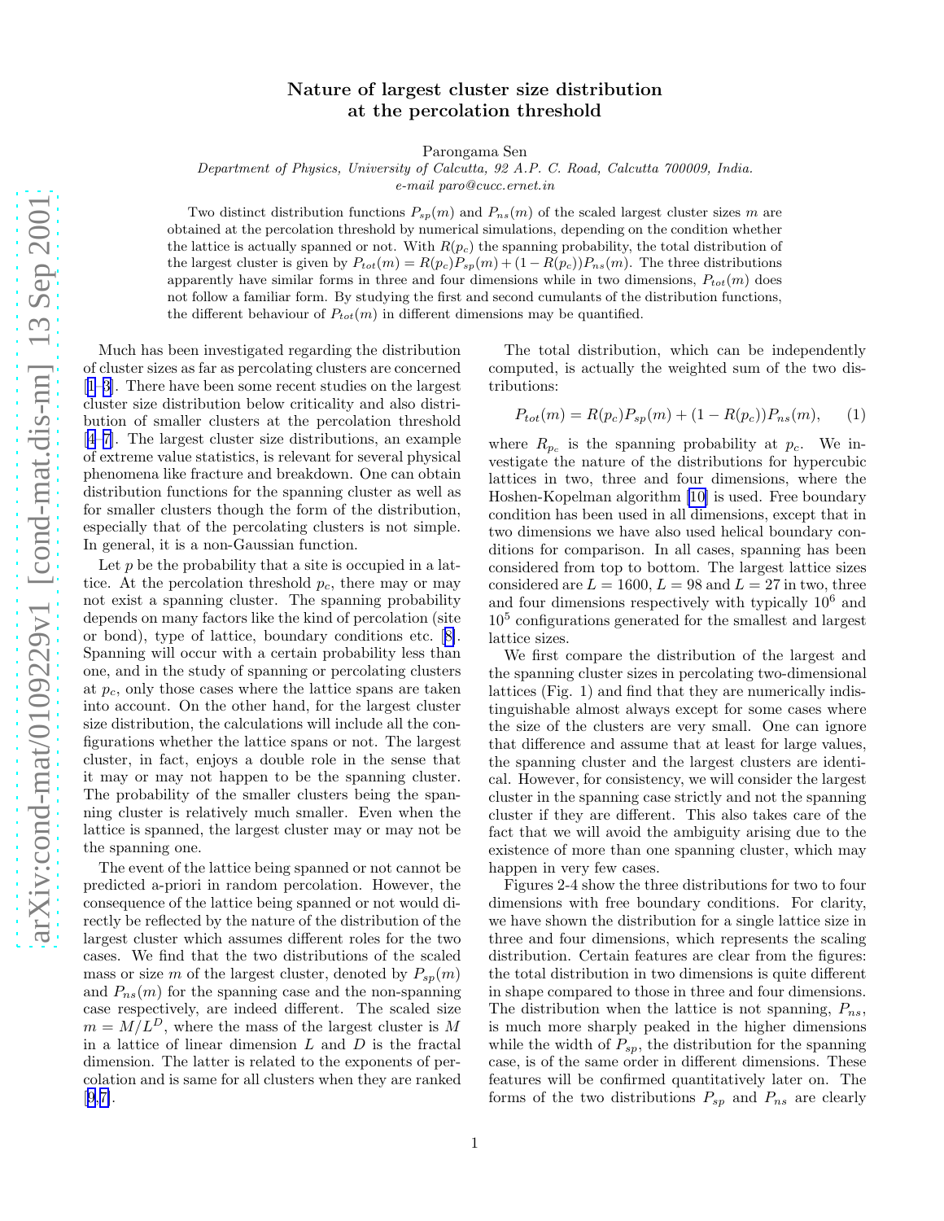# Nature of largest cluster size distribution at the percolation threshold

Parongama Sen

*Department of Physics, University of Calcutta, 92 A.P. C. Road, Calcutta 700009, India.*
*e-mail paro@cucc.ernet.in*

Two distinct distribution functions $P_{sp}(m)$ and $P_{ns}(m)$ of the scaled largest cluster sizes $m$ are obtained at the percolation threshold by numerical simulations, depending on the condition whether the lattice is actually spanned or not. With $R(p_c)$ the spanning probability, the total distribution of the largest cluster is given by $P_{tot}(m) = R(p_c)P_{sp}(m) + (1 - R(p_c))P_{ns}(m)$. The three distributions apparently have similar forms in three and four dimensions while in two dimensions, $P_{tot}(m)$ does not follow a familiar form. By studying the first and second cumulants of the distribution functions, the different behaviour of $P_{tot}(m)$ in different dimensions may be quantified.

Much has been investigated regarding the distribution of cluster sizes as far as percolating clusters are concerned [1–3]. There have been some recent studies on the largest cluster size distribution below criticality and also distribution of smaller clusters at the percolation threshold [4–7]. The largest cluster size distributions, an example of extreme value statistics, is relevant for several physical phenomena like fracture and breakdown. One can obtain distribution functions for the spanning cluster as well as for smaller clusters though the form of the distribution, especially that of the percolating clusters is not simple. In general, it is a non-Gaussian function.

Let $p$ be the probability that a site is occupied in a lattice. At the percolation threshold $p_c$, there may or may not exist a spanning cluster. The spanning probability depends on many factors like the kind of percolation (site or bond), type of lattice, boundary conditions etc. [8]. Spanning will occur with a certain probability less than one, and in the study of spanning or percolating clusters at $p_c$, only those cases where the lattice spans are taken into account. On the other hand, for the largest cluster size distribution, the calculations will include all the configurations whether the lattice spans or not. The largest cluster, in fact, enjoys a double role in the sense that it may or may not happen to be the spanning cluster. The probability of the smaller clusters being the spanning cluster is relatively much smaller. Even when the lattice is spanned, the largest cluster may or may not be the spanning one.

The event of the lattice being spanned or not cannot be predicted a-priori in random percolation. However, the consequence of the lattice being spanned or not would directly be reflected by the nature of the distribution of the largest cluster which assumes different roles for the two cases. We find that the two distributions of the scaled mass or size $m$ of the largest cluster, denoted by $P_{sp}(m)$ and $P_{ns}(m)$ for the spanning case and the non-spanning case respectively, are indeed different. The scaled size $m = M/L^D$, where the mass of the largest cluster is $M$ in a lattice of linear dimension $L$ and $D$ is the fractal dimension. The latter is related to the exponents of percolation and is same for all clusters when they are ranked [9,7].

The total distribution, which can be independently computed, is actually the weighted sum of the two distributions:

$$P_{tot}(m) = R(p_c)P_{sp}(m) + (1 - R(p_c))P_{ns}(m), \qquad (1)$$

where $R_{p_c}$ is the spanning probability at $p_c$. We investigate the nature of the distributions for hypercubic lattices in two, three and four dimensions, where the Hoshen-Kopelman algorithm [10] is used. Free boundary condition has been used in all dimensions, except that in two dimensions we have also used helical boundary conditions for comparison. In all cases, spanning has been considered from top to bottom. The largest lattice sizes considered are $L = 1600$, $L = 98$ and $L = 27$ in two, three and four dimensions respectively with typically $10^6$ and $10^5$ configurations generated for the smallest and largest lattice sizes.

We first compare the distribution of the largest and the spanning cluster sizes in percolating two-dimensional lattices (Fig. 1) and find that they are numerically indistinguishable almost always except for some cases where the size of the clusters are very small. One can ignore that difference and assume that at least for large values, the spanning cluster and the largest clusters are identical. However, for consistency, we will consider the largest cluster in the spanning case strictly and not the spanning cluster if they are different. This also takes care of the fact that we will avoid the ambiguity arising due to the existence of more than one spanning cluster, which may happen in very few cases.

Figures 2-4 show the three distributions for two to four dimensions with free boundary conditions. For clarity, we have shown the distribution for a single lattice size in three and four dimensions, which represents the scaling distribution. Certain features are clear from the figures: the total distribution in two dimensions is quite different in shape compared to those in three and four dimensions. The distribution when the lattice is not spanning, $P_{ns}$, is much more sharply peaked in the higher dimensions while the width of $P_{sp}$, the distribution for the spanning case, is of the same order in different dimensions. These features will be confirmed quantitatively later on. The forms of the two distributions $P_{sp}$ and $P_{ns}$ are clearly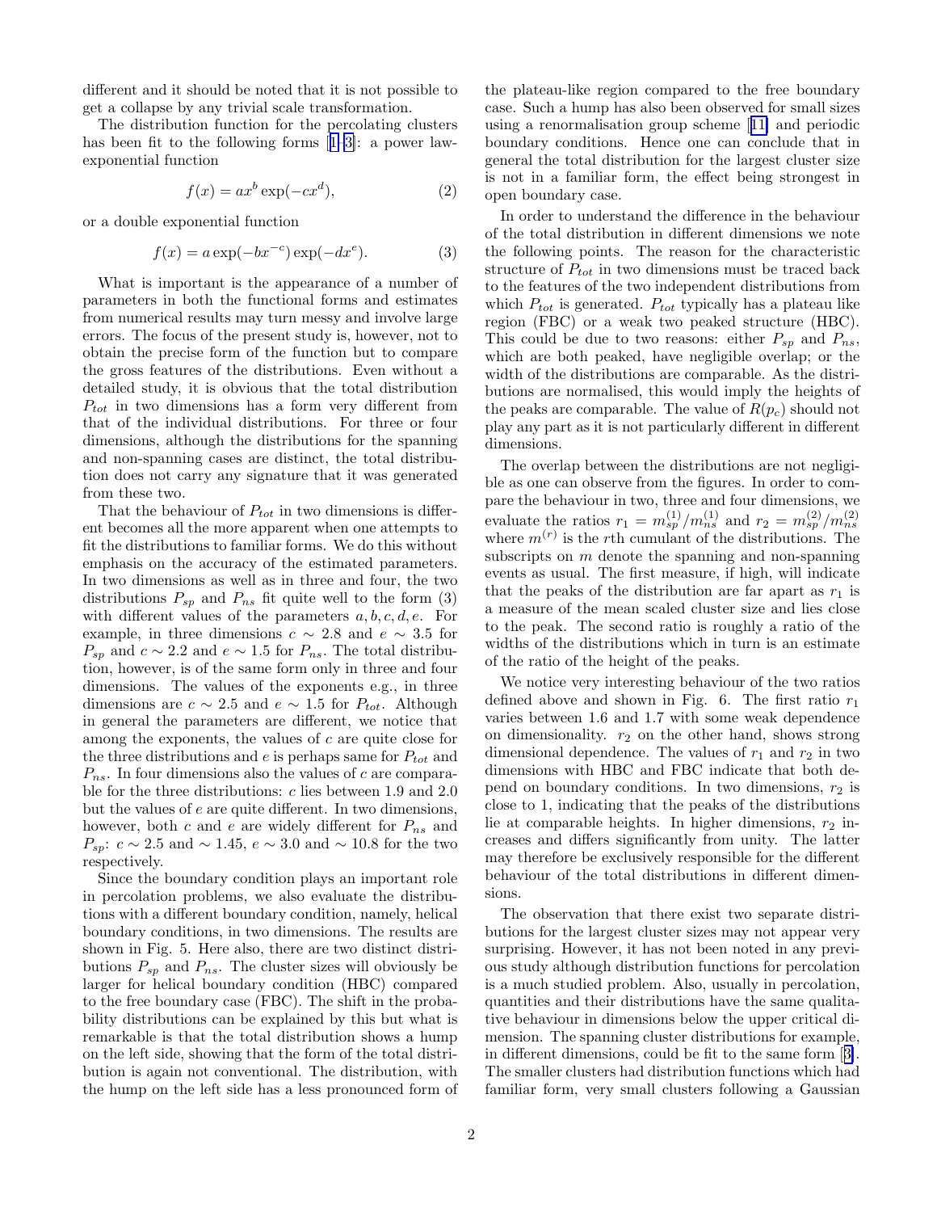different and it should be noted that it is not possible to get a collapse by any trivial scale transformation.

The distribution function for the percolating clusters has been fit to the following forms [1–3]: a power law-exponential function

$$f(x) = ax^b \exp(-cx^d), \tag{2}$$

or a double exponential function

$$f(x) = a\exp(-bx^{-c})\exp(-dx^e). \tag{3}$$

What is important is the appearance of a number of parameters in both the functional forms and estimates from numerical results may turn messy and involve large errors. The focus of the present study is, however, not to obtain the precise form of the function but to compare the gross features of the distributions. Even without a detailed study, it is obvious that the total distribution $P_{tot}$ in two dimensions has a form very different from that of the individual distributions. For three or four dimensions, although the distributions for the spanning and non-spanning cases are distinct, the total distribution does not carry any signature that it was generated from these two.

That the behaviour of $P_{tot}$ in two dimensions is different becomes all the more apparent when one attempts to fit the distributions to familiar forms. We do this without emphasis on the accuracy of the estimated parameters. In two dimensions as well as in three and four, the two distributions $P_{sp}$ and $P_{ns}$ fit quite well to the form (3) with different values of the parameters $a, b, c, d, e$. For example, in three dimensions $c \sim 2.8$ and $e \sim 3.5$ for $P_{sp}$ and $c \sim 2.2$ and $e \sim 1.5$ for $P_{ns}$. The total distribution, however, is of the same form only in three and four dimensions. The values of the exponents e.g., in three dimensions are $c \sim 2.5$ and $e \sim 1.5$ for $P_{tot}$. Although in general the parameters are different, we notice that among the exponents, the values of $c$ are quite close for the three distributions and $e$ is perhaps same for $P_{tot}$ and $P_{ns}$. In four dimensions also the values of $c$ are comparable for the three distributions: $c$ lies between 1.9 and 2.0 but the values of $e$ are quite different. In two dimensions, however, both $c$ and $e$ are widely different for $P_{ns}$ and $P_{sp}$: $c \sim 2.5$ and $\sim 1.45$, $e \sim 3.0$ and $\sim 10.8$ for the two respectively.

Since the boundary condition plays an important role in percolation problems, we also evaluate the distributions with a different boundary condition, namely, helical boundary conditions, in two dimensions. The results are shown in Fig. 5. Here also, there are two distinct distributions $P_{sp}$ and $P_{ns}$. The cluster sizes will obviously be larger for helical boundary condition (HBC) compared to the free boundary case (FBC). The shift in the probability distributions can be explained by this but what is remarkable is that the total distribution shows a hump on the left side, showing that the form of the total distribution is again not conventional. The distribution, with the hump on the left side has a less pronounced form of the plateau-like region compared to the free boundary case. Such a hump has also been observed for small sizes using a renormalisation group scheme [11] and periodic boundary conditions. Hence one can conclude that in general the total distribution for the largest cluster size is not in a familiar form, the effect being strongest in open boundary case.

In order to understand the difference in the behaviour of the total distribution in different dimensions we note the following points. The reason for the characteristic structure of $P_{tot}$ in two dimensions must be traced back to the features of the two independent distributions from which $P_{tot}$ is generated. $P_{tot}$ typically has a plateau like region (FBC) or a weak two peaked structure (HBC). This could be due to two reasons: either $P_{sp}$ and $P_{ns}$, which are both peaked, have negligible overlap; or the width of the distributions are comparable. As the distributions are normalised, this would imply the heights of the peaks are comparable. The value of $R(p_c)$ should not play any part as it is not particularly different in different dimensions.

The overlap between the distributions are not negligible as one can observe from the figures. In order to compare the behaviour in two, three and four dimensions, we evaluate the ratios $r_1 = m_{sp}^{(1)}/m_{ns}^{(1)}$ and $r_2 = m_{sp}^{(2)}/m_{ns}^{(2)}$ where $m^{(r)}$ is the $r$th cumulant of the distributions. The subscripts on $m$ denote the spanning and non-spanning events as usual. The first measure, if high, will indicate that the peaks of the distribution are far apart as $r_1$ is a measure of the mean scaled cluster size and lies close to the peak. The second ratio is roughly a ratio of the widths of the distributions which in turn is an estimate of the ratio of the height of the peaks.

We notice very interesting behaviour of the two ratios defined above and shown in Fig. 6. The first ratio $r_1$ varies between 1.6 and 1.7 with some weak dependence on dimensionality. $r_2$ on the other hand, shows strong dimensional dependence. The values of $r_1$ and $r_2$ in two dimensions with HBC and FBC indicate that both depend on boundary conditions. In two dimensions, $r_2$ is close to 1, indicating that the peaks of the distributions lie at comparable heights. In higher dimensions, $r_2$ increases and differs significantly from unity. The latter may therefore be exclusively responsible for the different behaviour of the total distributions in different dimensions.

The observation that there exist two separate distributions for the largest cluster sizes may not appear very surprising. However, it has not been noted in any previous study although distribution functions for percolation is a much studied problem. Also, usually in percolation, quantities and their distributions have the same qualitative behaviour in dimensions below the upper critical dimension. The spanning cluster distributions for example, in different dimensions, could be fit to the same form [3]. The smaller clusters had distribution functions which had familiar form, very small clusters following a Gaussian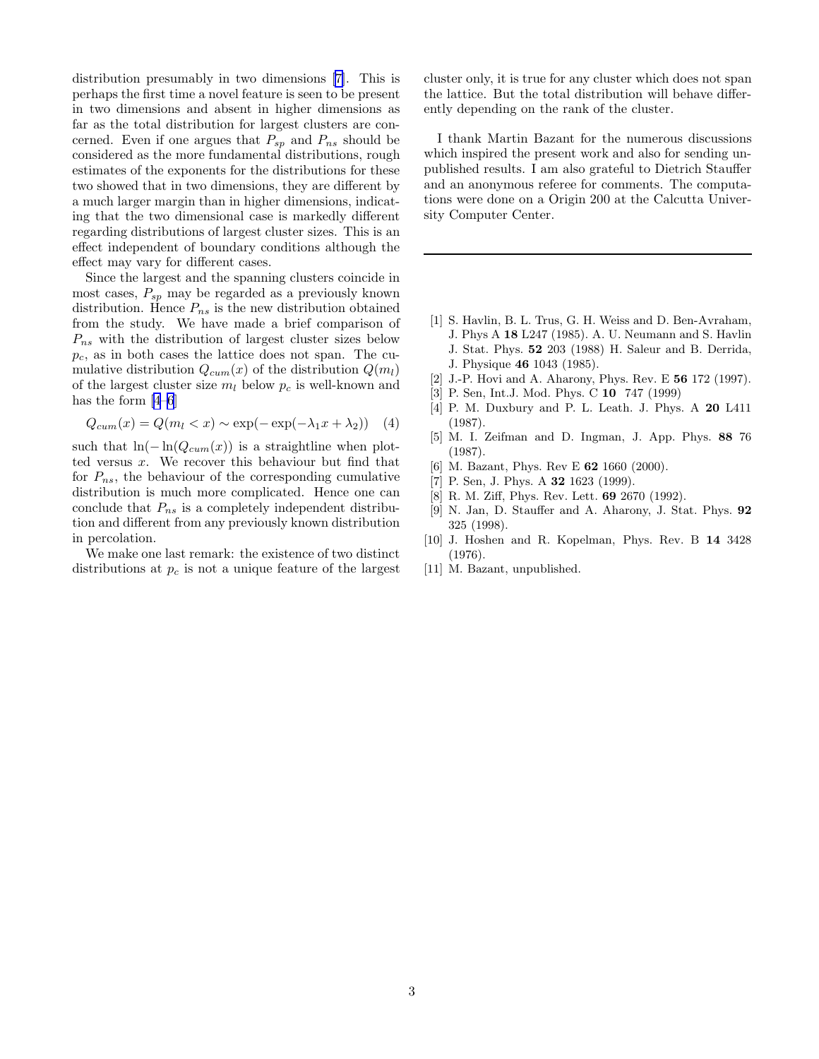distribution presumably in two dimensions [7]. This is perhaps the first time a novel feature is seen to be present in two dimensions and absent in higher dimensions as far as the total distribution for largest clusters are concerned. Even if one argues that $P_{sp}$ and $P_{ns}$ should be considered as the more fundamental distributions, rough estimates of the exponents for the distributions for these two showed that in two dimensions, they are different by a much larger margin than in higher dimensions, indicating that the two dimensional case is markedly different regarding distributions of largest cluster sizes. This is an effect independent of boundary conditions although the effect may vary for different cases.

Since the largest and the spanning clusters coincide in most cases, $P_{sp}$ may be regarded as a previously known distribution. Hence $P_{ns}$ is the new distribution obtained from the study. We have made a brief comparison of $P_{ns}$ with the distribution of largest cluster sizes below $p_c$, as in both cases the lattice does not span. The cumulative distribution $Q_{cum}(x)$ of the distribution $Q(m_l)$ of the largest cluster size $m_l$ below $p_c$ is well-known and has the form [4–6]

$$Q_{cum}(x) = Q(m_l < x) \sim \exp(-\exp(-\lambda_1 x + \lambda_2)) \quad (4)$$

such that $\ln(-\ln(Q_{cum}(x))$ is a straightline when plotted versus $x$. We recover this behaviour but find that for $P_{ns}$, the behaviour of the corresponding cumulative distribution is much more complicated. Hence one can conclude that $P_{ns}$ is a completely independent distribution and different from any previously known distribution in percolation.

We make one last remark: the existence of two distinct distributions at $p_c$ is not a unique feature of the largest cluster only, it is true for any cluster which does not span the lattice. But the total distribution will behave differently depending on the rank of the cluster.

I thank Martin Bazant for the numerous discussions which inspired the present work and also for sending unpublished results. I am also grateful to Dietrich Stauffer and an anonymous referee for comments. The computations were done on a Origin 200 at the Calcutta University Computer Center.

---

[1] S. Havlin, B. L. Trus, G. H. Weiss and D. Ben-Avraham, J. Phys A **18** L247 (1985). A. U. Neumann and S. Havlin J. Stat. Phys. **52** 203 (1988) H. Saleur and B. Derrida, J. Physique **46** 1043 (1985).

[2] J.-P. Hovi and A. Aharony, Phys. Rev. E **56** 172 (1997).

[3] P. Sen, Int.J. Mod. Phys. C **10** 747 (1999)

[4] P. M. Duxbury and P. L. Leath. J. Phys. A **20** L411 (1987).

[5] M. I. Zeifman and D. Ingman, J. App. Phys. **88** 76 (1987).

[6] M. Bazant, Phys. Rev E **62** 1660 (2000).

[7] P. Sen, J. Phys. A **32** 1623 (1999).

[8] R. M. Ziff, Phys. Rev. Lett. **69** 2670 (1992).

[9] N. Jan, D. Stauffer and A. Aharony, J. Stat. Phys. **92** 325 (1998).

[10] J. Hoshen and R. Kopelman, Phys. Rev. B **14** 3428 (1976).

[11] M. Bazant, unpublished.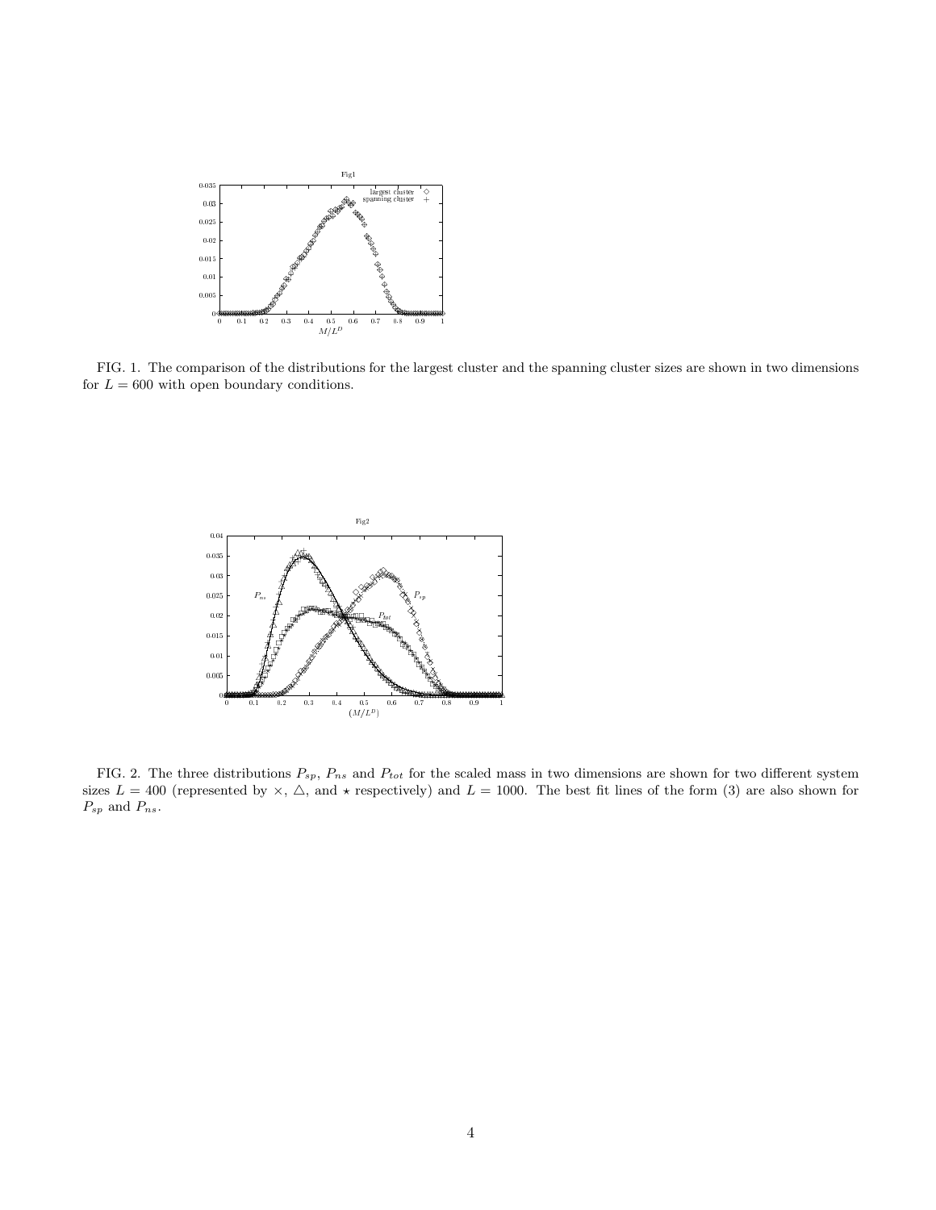FIG. 1. The comparison of the distributions for the largest cluster and the spanning cluster sizes are shown in two dimensions for $L = 600$ with open boundary conditions.

FIG. 2. The three distributions $P_{sp}$, $P_{ns}$ and $P_{tot}$ for the scaled mass in two dimensions are shown for two different system sizes $L = 400$ (represented by $\times$, $\triangle$, and $\star$ respectively) and $L = 1000$. The best fit lines of the form (3) are also shown for $P_{sp}$ and $P_{ns}$.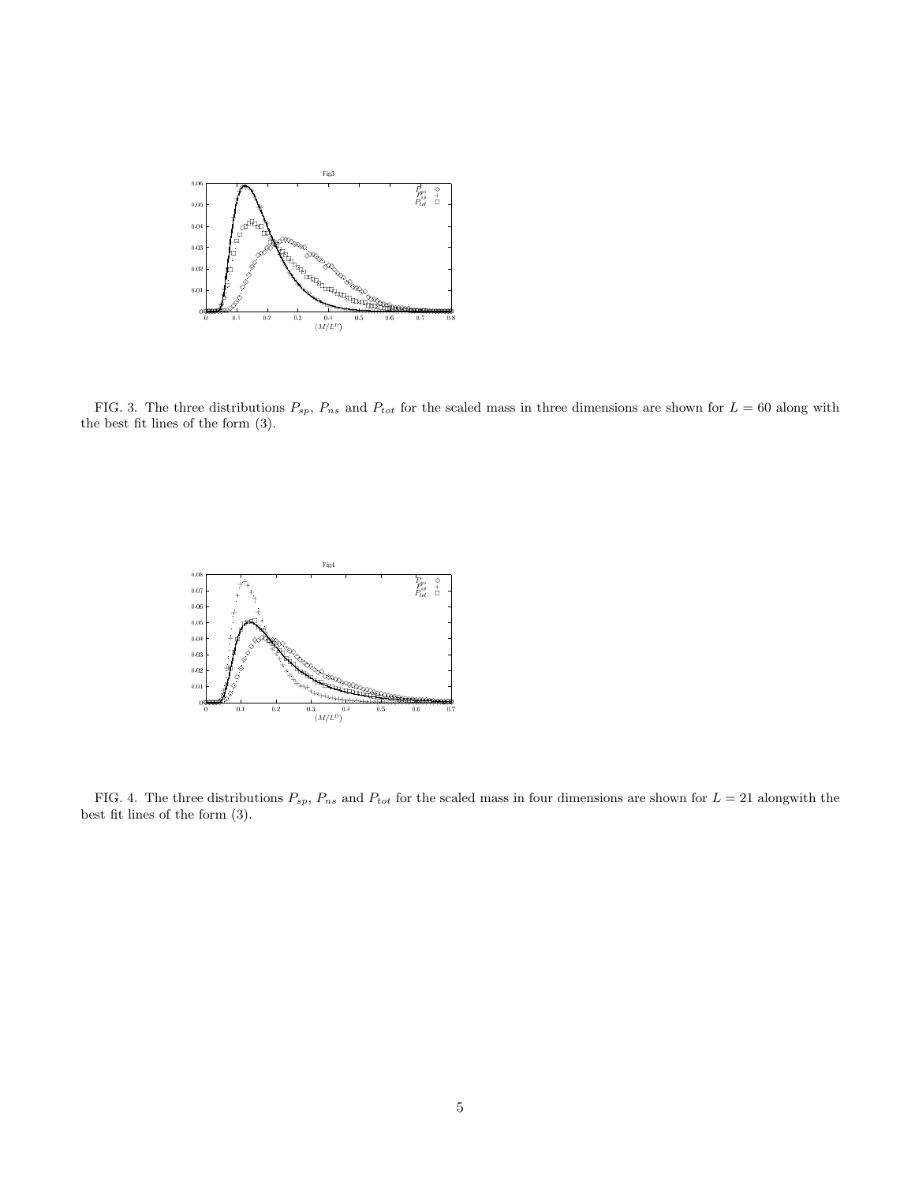FIG. 3. The three distributions $P_{sp}$, $P_{ns}$ and $P_{tot}$ for the scaled mass in three dimensions are shown for $L = 60$ along with the best fit lines of the form (3).

FIG. 4. The three distributions $P_{sp}$, $P_{ns}$ and $P_{tot}$ for the scaled mass in four dimensions are shown for $L = 21$ alongwith the best fit lines of the form (3).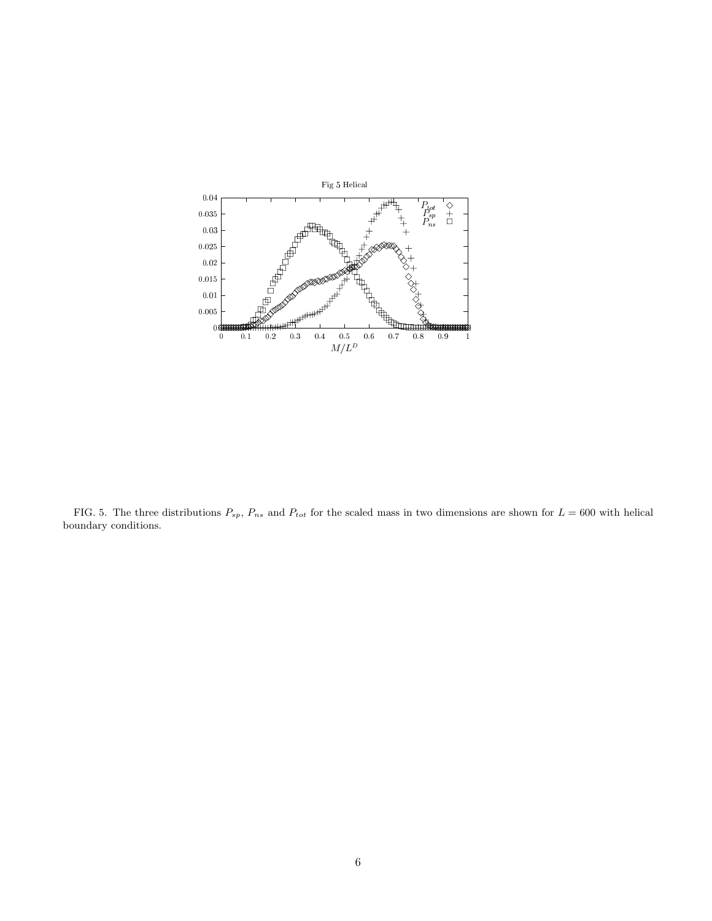FIG. 5. The three distributions $P_{sp}$, $P_{ns}$ and $P_{tot}$ for the scaled mass in two dimensions are shown for $L = 600$ with helical boundary conditions.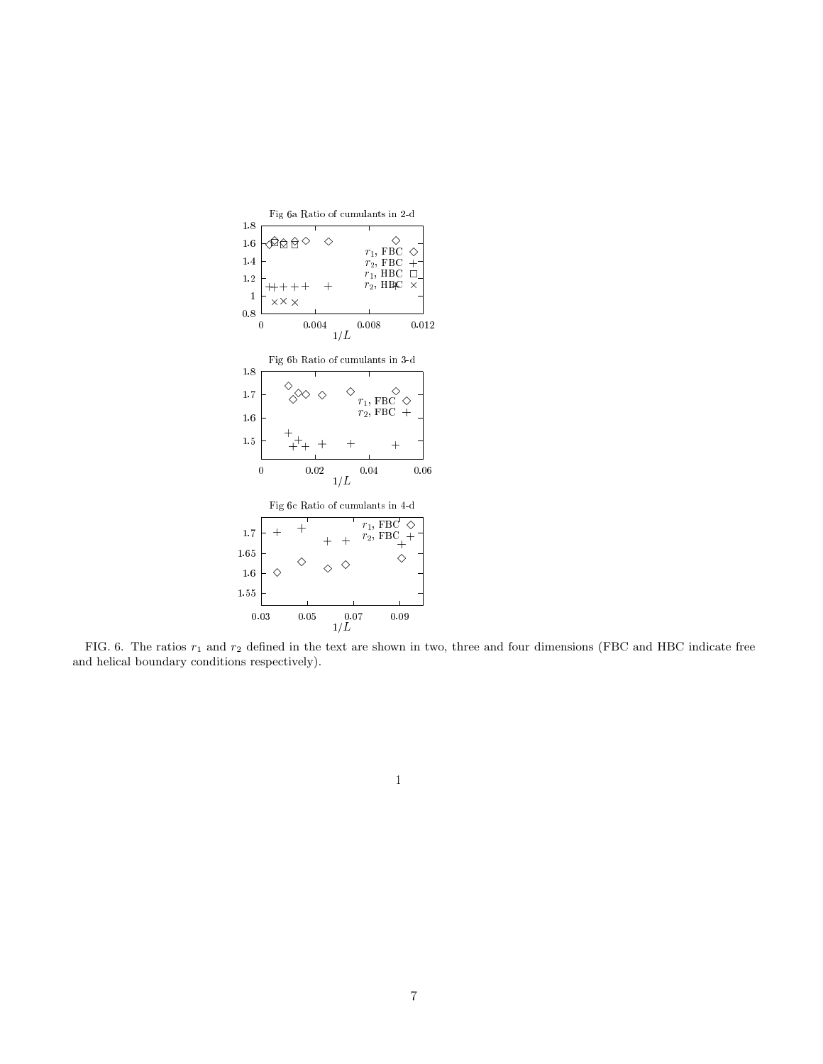Fig 6a Ratio of cumulants in 2-d

1.8
1.6
1.4
1.2
1
0.8

0
0.004
0.008
0.012

$1/L$

$r_1$, FBC
$r_2$, FBC
$r_1$, HBC
$r_2$, HBC

Fig 6b Ratio of cumulants in 3-d

1.8
1.7
1.6
1.5

0
0.02
0.04
0.06

$1/L$

$r_1$, FBC
$r_2$, FBC

Fig 6c Ratio of cumulants in 4-d

1.7
1.65
1.6
1.55

0.03
0.05
0.07
0.09

$1/L$

$r_1$, FBC
$r_2$, FBC

FIG. 6. The ratios $r_1$ and $r_2$ defined in the text are shown in two, three and four dimensions (FBC and HBC indicate free and helical boundary conditions respectively).